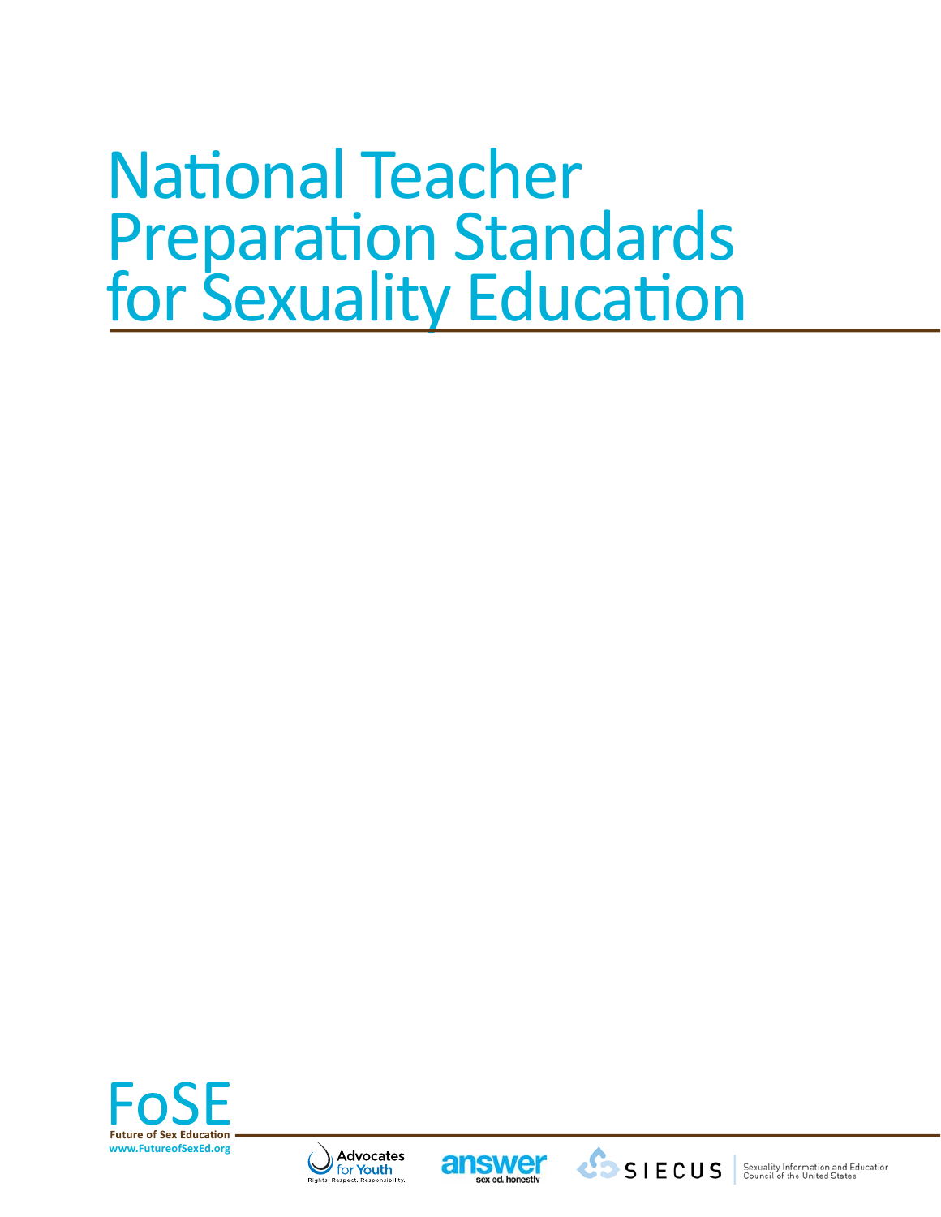# National Teacher Preparation Standards for Sexuality Education

FoSE

Future of Sex Education

www.FutureofSexEd.org

Advocates for Youth

Rights. Respect. Responsibility.

answer

sex ed, honestly

SIECUS

Sexuality Information and Education Council of the United States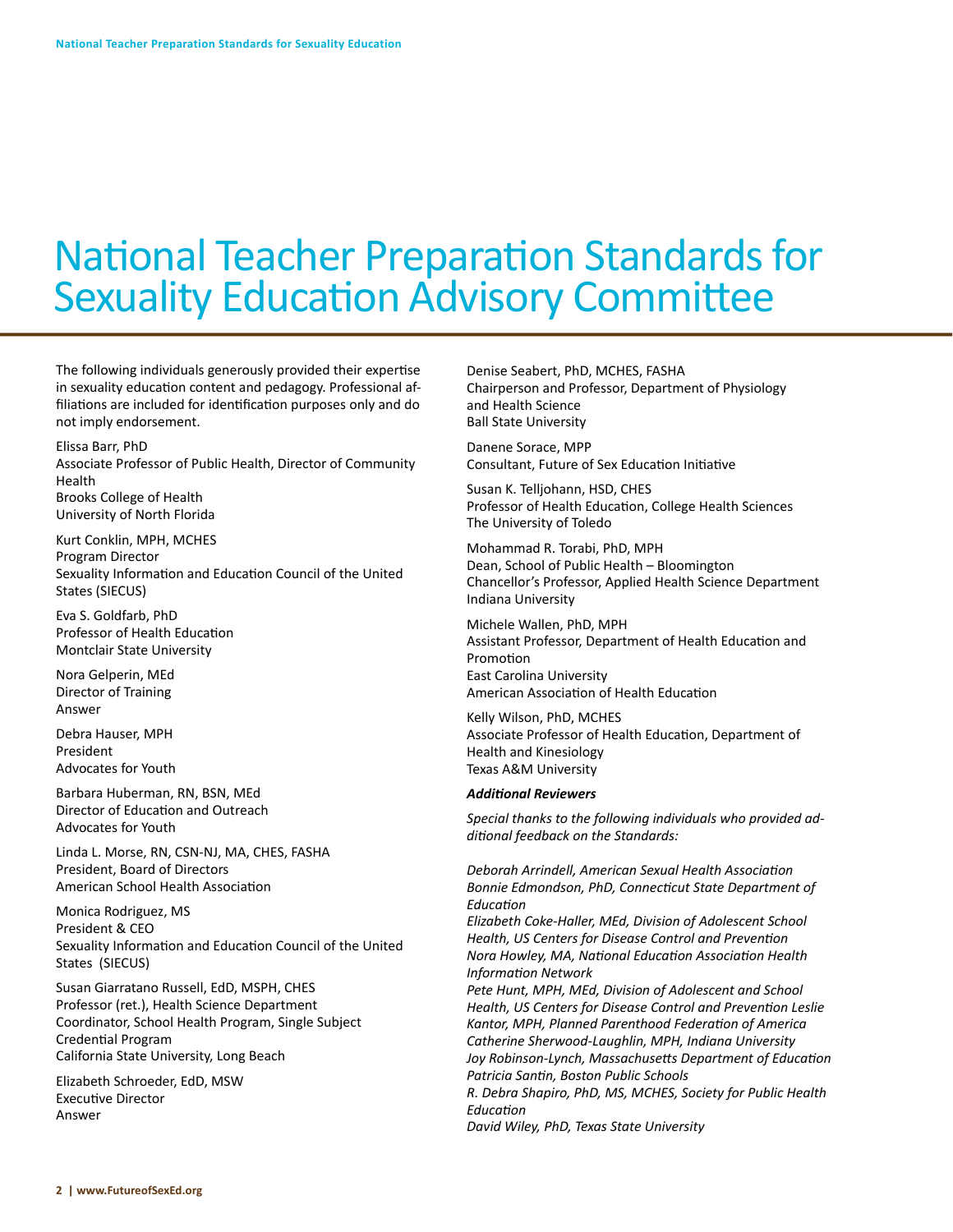# National Teacher Preparation Standards for Sexuality Education Advisory Committee

The following individuals generously provided their expertise in sexuality education content and pedagogy. Professional affiliations are included for identification purposes only and do not imply endorsement.

Elissa Barr, PhD
Associate Professor of Public Health, Director of Community Health
Brooks College of Health
University of North Florida

Kurt Conklin, MPH, MCHES
Program Director
Sexuality Information and Education Council of the United States (SIECUS)

Eva S. Goldfarb, PhD
Professor of Health Education
Montclair State University

Nora Gelperin, MEd
Director of Training
Answer

Debra Hauser, MPH
President
Advocates for Youth

Barbara Huberman, RN, BSN, MEd
Director of Education and Outreach
Advocates for Youth

Linda L. Morse, RN, CSN-NJ, MA, CHES, FASHA
President, Board of Directors
American School Health Association

Monica Rodriguez, MS
President & CEO
Sexuality Information and Education Council of the United States (SIECUS)

Susan Giarratano Russell, EdD, MSPH, CHES
Professor (ret.), Health Science Department
Coordinator, School Health Program, Single Subject Credential Program
California State University, Long Beach

Elizabeth Schroeder, EdD, MSW
Executive Director
Answer

Denise Seabert, PhD, MCHES, FASHA
Chairperson and Professor, Department of Physiology and Health Science
Ball State University

Danene Sorace, MPP
Consultant, Future of Sex Education Initiative

Susan K. Telljohann, HSD, CHES
Professor of Health Education, College Health Sciences
The University of Toledo

Mohammad R. Torabi, PhD, MPH
Dean, School of Public Health – Bloomington
Chancellor's Professor, Applied Health Science Department
Indiana University

Michele Wallen, PhD, MPH
Assistant Professor, Department of Health Education and Promotion
East Carolina University
American Association of Health Education

Kelly Wilson, PhD, MCHES
Associate Professor of Health Education, Department of Health and Kinesiology
Texas A&M University

***Additional Reviewers***

*Special thanks to the following individuals who provided additional feedback on the Standards:*

*Deborah Arrindell, American Sexual Health Association*
*Bonnie Edmondson, PhD, Connecticut State Department of Education*
*Elizabeth Coke-Haller, MEd, Division of Adolescent School Health, US Centers for Disease Control and Prevention*
*Nora Howley, MA, National Education Association Health Information Network*
*Pete Hunt, MPH, MEd, Division of Adolescent and School Health, US Centers for Disease Control and Prevention*
*Leslie Kantor, MPH, Planned Parenthood Federation of America*
*Catherine Sherwood-Laughlin, MPH, Indiana University*
*Joy Robinson-Lynch, Massachusetts Department of Education*
*Patricia Santin, Boston Public Schools*
*R. Debra Shapiro, PhD, MS, MCHES, Society for Public Health Education*
*David Wiley, PhD, Texas State University*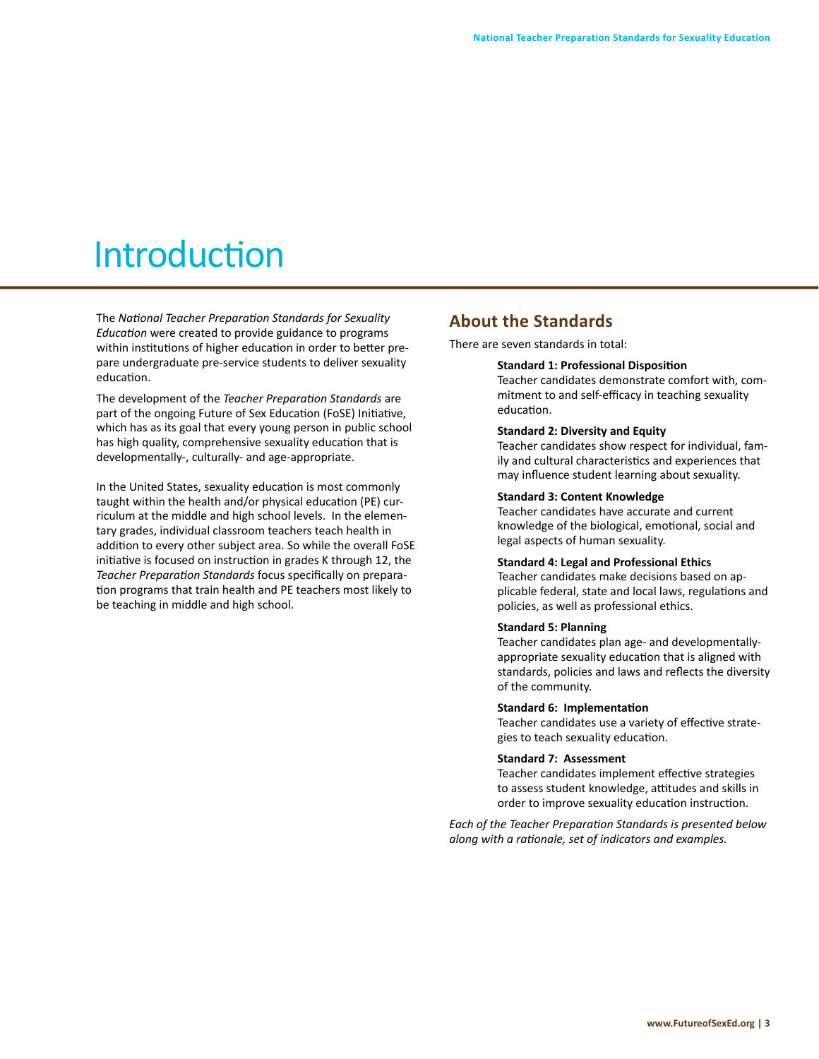# Introduction

The *National Teacher Preparation Standards for Sexuality Education* were created to provide guidance to programs within institutions of higher education in order to better prepare undergraduate pre-service students to deliver sexuality education.

The development of the *Teacher Preparation Standards* are part of the ongoing Future of Sex Education (FoSE) Initiative, which has as its goal that every young person in public school has high quality, comprehensive sexuality education that is developmentally-, culturally- and age-appropriate.

In the United States, sexuality education is most commonly taught within the health and/or physical education (PE) curriculum at the middle and high school levels. In the elementary grades, individual classroom teachers teach health in addition to every other subject area. So while the overall FoSE initiative is focused on instruction in grades K through 12, the *Teacher Preparation Standards* focus specifically on preparation programs that train health and PE teachers most likely to be teaching in middle and high school.

## About the Standards

There are seven standards in total:

**Standard 1: Professional Disposition**
Teacher candidates demonstrate comfort with, commitment to and self-efficacy in teaching sexuality education.

**Standard 2: Diversity and Equity**
Teacher candidates show respect for individual, family and cultural characteristics and experiences that may influence student learning about sexuality.

**Standard 3: Content Knowledge**
Teacher candidates have accurate and current knowledge of the biological, emotional, social and legal aspects of human sexuality.

**Standard 4: Legal and Professional Ethics**
Teacher candidates make decisions based on applicable federal, state and local laws, regulations and policies, as well as professional ethics.

**Standard 5: Planning**
Teacher candidates plan age- and developmentally-appropriate sexuality education that is aligned with standards, policies and laws and reflects the diversity of the community.

**Standard 6: Implementation**
Teacher candidates use a variety of effective strategies to teach sexuality education.

**Standard 7: Assessment**
Teacher candidates implement effective strategies to assess student knowledge, attitudes and skills in order to improve sexuality education instruction.

*Each of the Teacher Preparation Standards is presented below along with a rationale, set of indicators and examples.*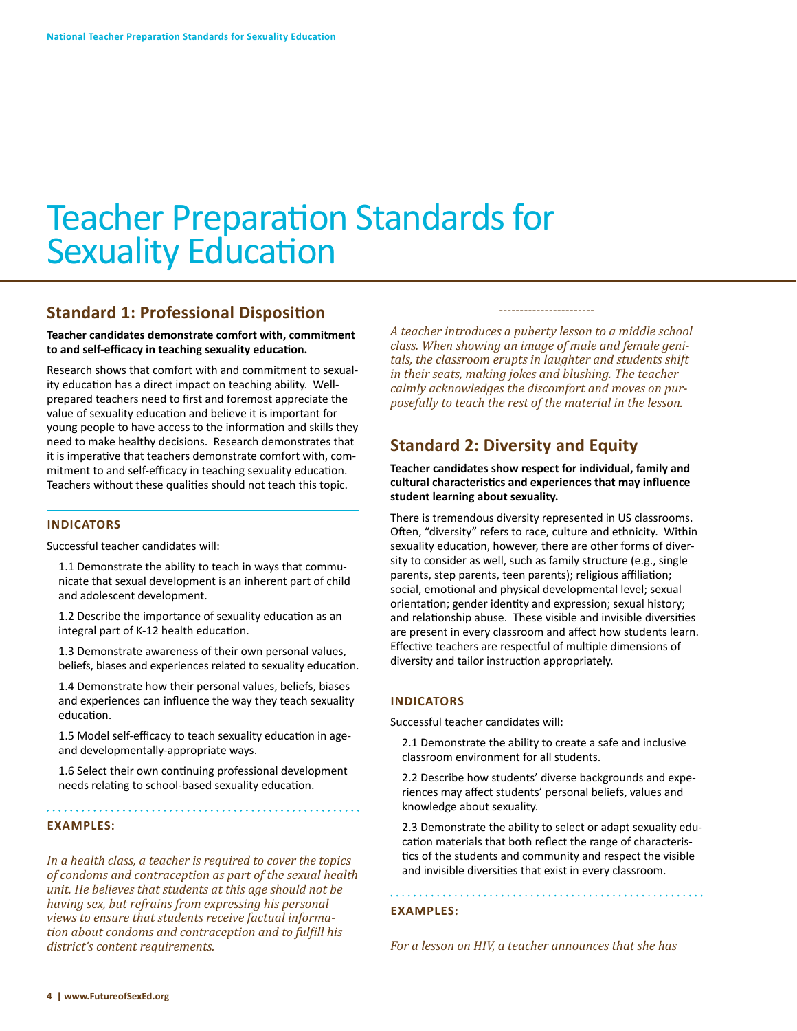# Teacher Preparation Standards for Sexuality Education

## Standard 1: Professional Disposition

**Teacher candidates demonstrate comfort with, commitment to and self-efficacy in teaching sexuality education.**

Research shows that comfort with and commitment to sexuality education has a direct impact on teaching ability. Well-prepared teachers need to first and foremost appreciate the value of sexuality education and believe it is important for young people to have access to the information and skills they need to make healthy decisions. Research demonstrates that it is imperative that teachers demonstrate comfort with, commitment to and self-efficacy in teaching sexuality education. Teachers without these qualities should not teach this topic.

### INDICATORS

Successful teacher candidates will:

1.1 Demonstrate the ability to teach in ways that communicate that sexual development is an inherent part of child and adolescent development.

1.2 Describe the importance of sexuality education as an integral part of K-12 health education.

1.3 Demonstrate awareness of their own personal values, beliefs, biases and experiences related to sexuality education.

1.4 Demonstrate how their personal values, beliefs, biases and experiences can influence the way they teach sexuality education.

1.5 Model self-efficacy to teach sexuality education in age- and developmentally-appropriate ways.

1.6 Select their own continuing professional development needs relating to school-based sexuality education.

### EXAMPLES:

*In a health class, a teacher is required to cover the topics of condoms and contraception as part of the sexual health unit. He believes that students at this age should not be having sex, but refrains from expressing his personal views to ensure that students receive factual information about condoms and contraception and to fulfill his district's content requirements.*

----------------------

*A teacher introduces a puberty lesson to a middle school class. When showing an image of male and female genitals, the classroom erupts in laughter and students shift in their seats, making jokes and blushing. The teacher calmly acknowledges the discomfort and moves on purposefully to teach the rest of the material in the lesson.*

## Standard 2: Diversity and Equity

**Teacher candidates show respect for individual, family and cultural characteristics and experiences that may influence student learning about sexuality.**

There is tremendous diversity represented in US classrooms. Often, "diversity" refers to race, culture and ethnicity. Within sexuality education, however, there are other forms of diversity to consider as well, such as family structure (e.g., single parents, step parents, teen parents); religious affiliation; social, emotional and physical developmental level; sexual orientation; gender identity and expression; sexual history; and relationship abuse. These visible and invisible diversities are present in every classroom and affect how students learn. Effective teachers are respectful of multiple dimensions of diversity and tailor instruction appropriately.

### INDICATORS

Successful teacher candidates will:

2.1 Demonstrate the ability to create a safe and inclusive classroom environment for all students.

2.2 Describe how students' diverse backgrounds and experiences may affect students' personal beliefs, values and knowledge about sexuality.

2.3 Demonstrate the ability to select or adapt sexuality education materials that both reflect the range of characteristics of the students and community and respect the visible and invisible diversities that exist in every classroom.

### EXAMPLES:

*For a lesson on HIV, a teacher announces that she has*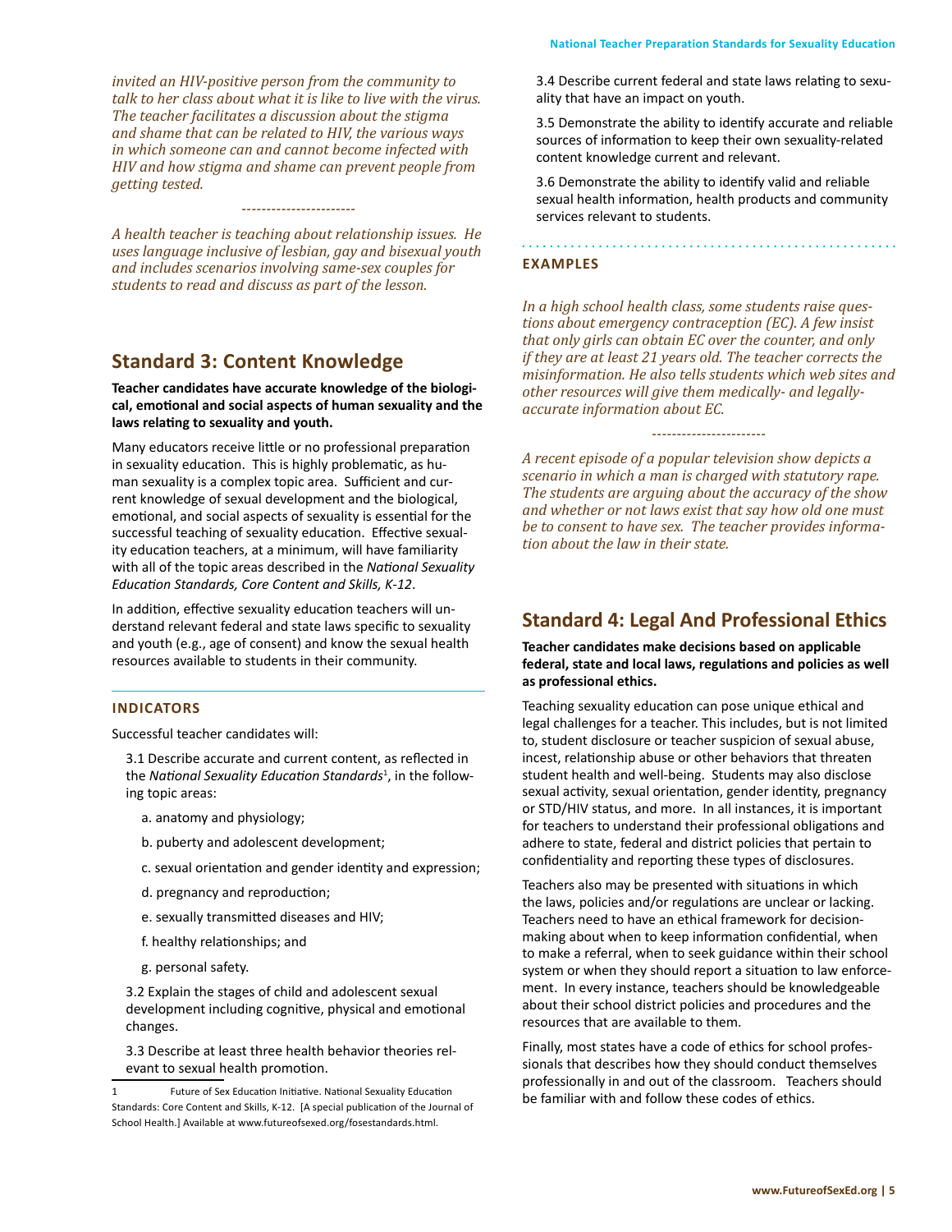*invited an HIV-positive person from the community to talk to her class about what it is like to live with the virus. The teacher facilitates a discussion about the stigma and shame that can be related to HIV, the various ways in which someone can and cannot become infected with HIV and how stigma and shame can prevent people from getting tested.*

-----------------------

*A health teacher is teaching about relationship issues. He uses language inclusive of lesbian, gay and bisexual youth and includes scenarios involving same-sex couples for students to read and discuss as part of the lesson.*

## Standard 3: Content Knowledge

**Teacher candidates have accurate knowledge of the biological, emotional and social aspects of human sexuality and the laws relating to sexuality and youth.**

Many educators receive little or no professional preparation in sexuality education. This is highly problematic, as human sexuality is a complex topic area. Sufficient and current knowledge of sexual development and the biological, emotional, and social aspects of sexuality is essential for the successful teaching of sexuality education. Effective sexuality education teachers, at a minimum, will have familiarity with all of the topic areas described in the *National Sexuality Education Standards, Core Content and Skills, K-12*.

In addition, effective sexuality education teachers will understand relevant federal and state laws specific to sexuality and youth (e.g., age of consent) and know the sexual health resources available to students in their community.

### INDICATORS

Successful teacher candidates will:

3.1 Describe accurate and current content, as reflected in the *National Sexuality Education Standards*[1], in the following topic areas:

- a. anatomy and physiology;
- b. puberty and adolescent development;
- c. sexual orientation and gender identity and expression;
- d. pregnancy and reproduction;
- e. sexually transmitted diseases and HIV;
- f. healthy relationships; and
- g. personal safety.

3.2 Explain the stages of child and adolescent sexual development including cognitive, physical and emotional changes.

3.3 Describe at least three health behavior theories relevant to sexual health promotion.

3.4 Describe current federal and state laws relating to sexuality that have an impact on youth.

3.5 Demonstrate the ability to identify accurate and reliable sources of information to keep their own sexuality-related content knowledge current and relevant.

3.6 Demonstrate the ability to identify valid and reliable sexual health information, health products and community services relevant to students.

### EXAMPLES

*In a high school health class, some students raise questions about emergency contraception (EC). A few insist that only girls can obtain EC over the counter, and only if they are at least 21 years old. The teacher corrects the misinformation. He also tells students which web sites and other resources will give them medically- and legally-accurate information about EC.*

-----------------------

*A recent episode of a popular television show depicts a scenario in which a man is charged with statutory rape. The students are arguing about the accuracy of the show and whether or not laws exist that say how old one must be to consent to have sex. The teacher provides information about the law in their state.*

## Standard 4: Legal And Professional Ethics

**Teacher candidates make decisions based on applicable federal, state and local laws, regulations and policies as well as professional ethics.**

Teaching sexuality education can pose unique ethical and legal challenges for a teacher. This includes, but is not limited to, student disclosure or teacher suspicion of sexual abuse, incest, relationship abuse or other behaviors that threaten student health and well-being. Students may also disclose sexual activity, sexual orientation, gender identity, pregnancy or STD/HIV status, and more. In all instances, it is important for teachers to understand their professional obligations and adhere to state, federal and district policies that pertain to confidentiality and reporting these types of disclosures.

Teachers also may be presented with situations in which the laws, policies and/or regulations are unclear or lacking. Teachers need to have an ethical framework for decision-making about when to keep information confidential, when to make a referral, when to seek guidance within their school system or when they should report a situation to law enforcement. In every instance, teachers should be knowledgeable about their school district policies and procedures and the resources that are available to them.

Finally, most states have a code of ethics for school professionals that describes how they should conduct themselves professionally in and out of the classroom. Teachers should be familiar with and follow these codes of ethics.

---

1 Future of Sex Education Initiative. National Sexuality Education Standards: Core Content and Skills, K-12. [A special publication of the Journal of School Health.] Available at www.futureofsexed.org/fosestandards.html.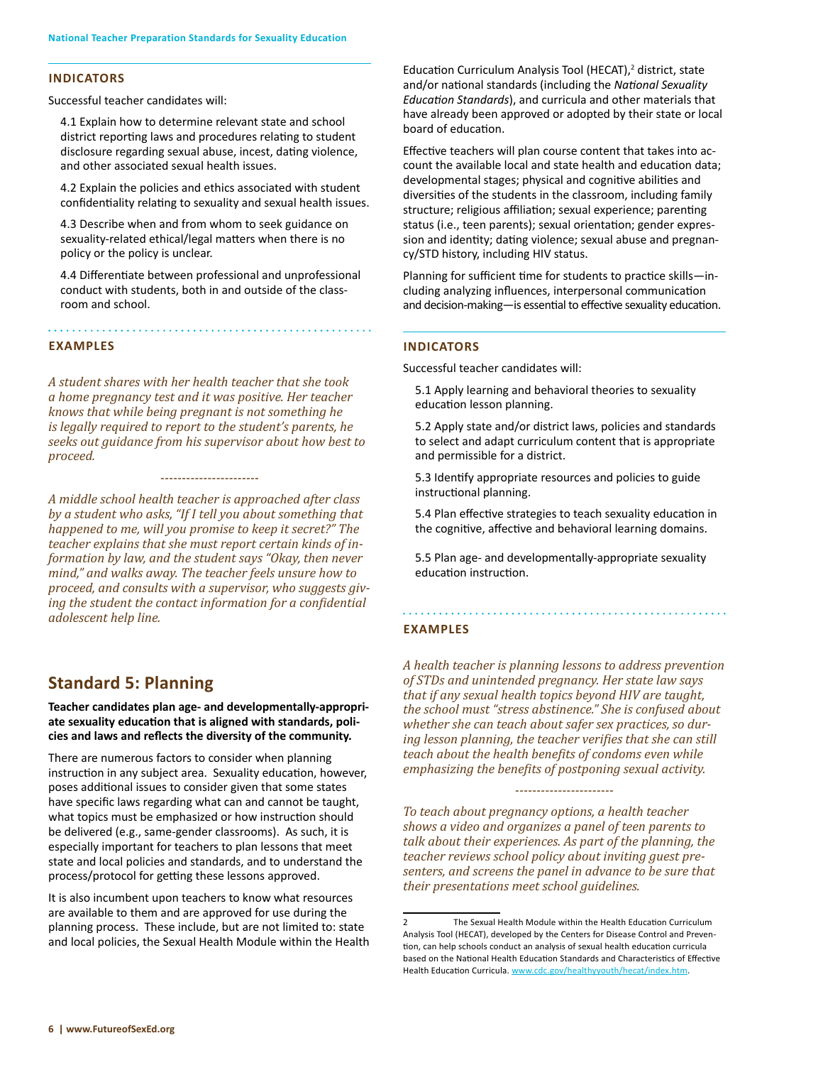### INDICATORS

Successful teacher candidates will:

4.1 Explain how to determine relevant state and school district reporting laws and procedures relating to student disclosure regarding sexual abuse, incest, dating violence, and other associated sexual health issues.

4.2 Explain the policies and ethics associated with student confidentiality relating to sexuality and sexual health issues.

4.3 Describe when and from whom to seek guidance on sexuality-related ethical/legal matters when there is no policy or the policy is unclear.

4.4 Differentiate between professional and unprofessional conduct with students, both in and outside of the classroom and school.

### EXAMPLES

*A student shares with her health teacher that she took a home pregnancy test and it was positive. Her teacher knows that while being pregnant is not something he is legally required to report to the student's parents, he seeks out guidance from his supervisor about how best to proceed.*

----------------------

*A middle school health teacher is approached after class by a student who asks, "If I tell you about something that happened to me, will you promise to keep it secret?" The teacher explains that she must report certain kinds of information by law, and the student says "Okay, then never mind," and walks away. The teacher feels unsure how to proceed, and consults with a supervisor, who suggests giving the student the contact information for a confidential adolescent help line.*

## Standard 5: Planning

**Teacher candidates plan age- and developmentally-appropriate sexuality education that is aligned with standards, policies and laws and reflects the diversity of the community.**

There are numerous factors to consider when planning instruction in any subject area. Sexuality education, however, poses additional issues to consider given that some states have specific laws regarding what can and cannot be taught, what topics must be emphasized or how instruction should be delivered (e.g., same-gender classrooms). As such, it is especially important for teachers to plan lessons that meet state and local policies and standards, and to understand the process/protocol for getting these lessons approved.

It is also incumbent upon teachers to know what resources are available to them and are approved for use during the planning process. These include, but are not limited to: state and local policies, the Sexual Health Module within the Health Education Curriculum Analysis Tool (HECAT),[2] district, state and/or national standards (including the *National Sexuality Education Standards*), and curricula and other materials that have already been approved or adopted by their state or local board of education.

Effective teachers will plan course content that takes into account the available local and state health and education data; developmental stages; physical and cognitive abilities and diversities of the students in the classroom, including family structure; religious affiliation; sexual experience; parenting status (i.e., teen parents); sexual orientation; gender expression and identity; dating violence; sexual abuse and pregnancy/STD history, including HIV status.

Planning for sufficient time for students to practice skills—including analyzing influences, interpersonal communication and decision-making—is essential to effective sexuality education.

### INDICATORS

Successful teacher candidates will:

5.1 Apply learning and behavioral theories to sexuality education lesson planning.

5.2 Apply state and/or district laws, policies and standards to select and adapt curriculum content that is appropriate and permissible for a district.

5.3 Identify appropriate resources and policies to guide instructional planning.

5.4 Plan effective strategies to teach sexuality education in the cognitive, affective and behavioral learning domains.

5.5 Plan age- and developmentally-appropriate sexuality education instruction.

### EXAMPLES

*A health teacher is planning lessons to address prevention of STDs and unintended pregnancy. Her state law says that if any sexual health topics beyond HIV are taught, the school must "stress abstinence." She is confused about whether she can teach about safer sex practices, so during lesson planning, the teacher verifies that she can still teach about the health benefits of condoms even while emphasizing the benefits of postponing sexual activity.*

----------------------

*To teach about pregnancy options, a health teacher shows a video and organizes a panel of teen parents to talk about their experiences. As part of the planning, the teacher reviews school policy about inviting guest presenters, and screens the panel in advance to be sure that their presentations meet school guidelines.*

---

2 The Sexual Health Module within the Health Education Curriculum Analysis Tool (HECAT), developed by the Centers for Disease Control and Prevention, can help schools conduct an analysis of sexual health education curricula based on the National Health Education Standards and Characteristics of Effective Health Education Curricula. www.cdc.gov/healthyyouth/hecat/index.htm.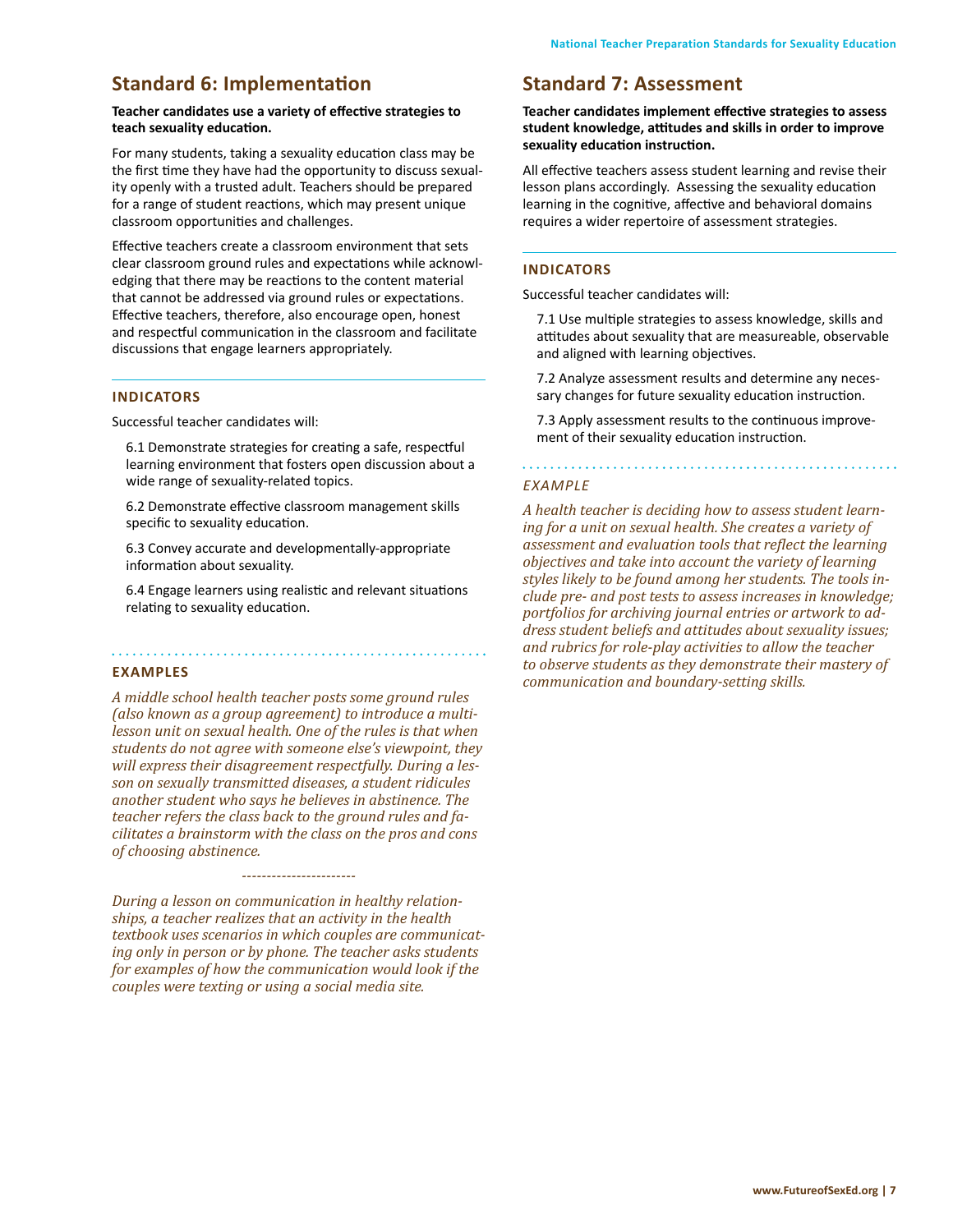## Standard 6: Implementation

**Teacher candidates use a variety of effective strategies to teach sexuality education.**

For many students, taking a sexuality education class may be the first time they have had the opportunity to discuss sexuality openly with a trusted adult. Teachers should be prepared for a range of student reactions, which may present unique classroom opportunities and challenges.

Effective teachers create a classroom environment that sets clear classroom ground rules and expectations while acknowledging that there may be reactions to the content material that cannot be addressed via ground rules or expectations. Effective teachers, therefore, also encourage open, honest and respectful communication in the classroom and facilitate discussions that engage learners appropriately.

### INDICATORS

Successful teacher candidates will:

6.1 Demonstrate strategies for creating a safe, respectful learning environment that fosters open discussion about a wide range of sexuality-related topics.

6.2 Demonstrate effective classroom management skills specific to sexuality education.

6.3 Convey accurate and developmentally-appropriate information about sexuality.

6.4 Engage learners using realistic and relevant situations relating to sexuality education.

### EXAMPLES

*A middle school health teacher posts some ground rules (also known as a group agreement) to introduce a multi-lesson unit on sexual health. One of the rules is that when students do not agree with someone else's viewpoint, they will express their disagreement respectfully. During a lesson on sexually transmitted diseases, a student ridicules another student who says he believes in abstinence. The teacher refers the class back to the ground rules and facilitates a brainstorm with the class on the pros and cons of choosing abstinence.*

----------------------

*During a lesson on communication in healthy relationships, a teacher realizes that an activity in the health textbook uses scenarios in which couples are communicating only in person or by phone. The teacher asks students for examples of how the communication would look if the couples were texting or using a social media site.*

## Standard 7: Assessment

**Teacher candidates implement effective strategies to assess student knowledge, attitudes and skills in order to improve sexuality education instruction.**

All effective teachers assess student learning and revise their lesson plans accordingly. Assessing the sexuality education learning in the cognitive, affective and behavioral domains requires a wider repertoire of assessment strategies.

### INDICATORS

Successful teacher candidates will:

7.1 Use multiple strategies to assess knowledge, skills and attitudes about sexuality that are measureable, observable and aligned with learning objectives.

7.2 Analyze assessment results and determine any necessary changes for future sexuality education instruction.

7.3 Apply assessment results to the continuous improvement of their sexuality education instruction.

### EXAMPLE

*A health teacher is deciding how to assess student learning for a unit on sexual health. She creates a variety of assessment and evaluation tools that reflect the learning objectives and take into account the variety of learning styles likely to be found among her students. The tools include pre- and post tests to assess increases in knowledge; portfolios for archiving journal entries or artwork to address student beliefs and attitudes about sexuality issues; and rubrics for role-play activities to allow the teacher to observe students as they demonstrate their mastery of communication and boundary-setting skills.*